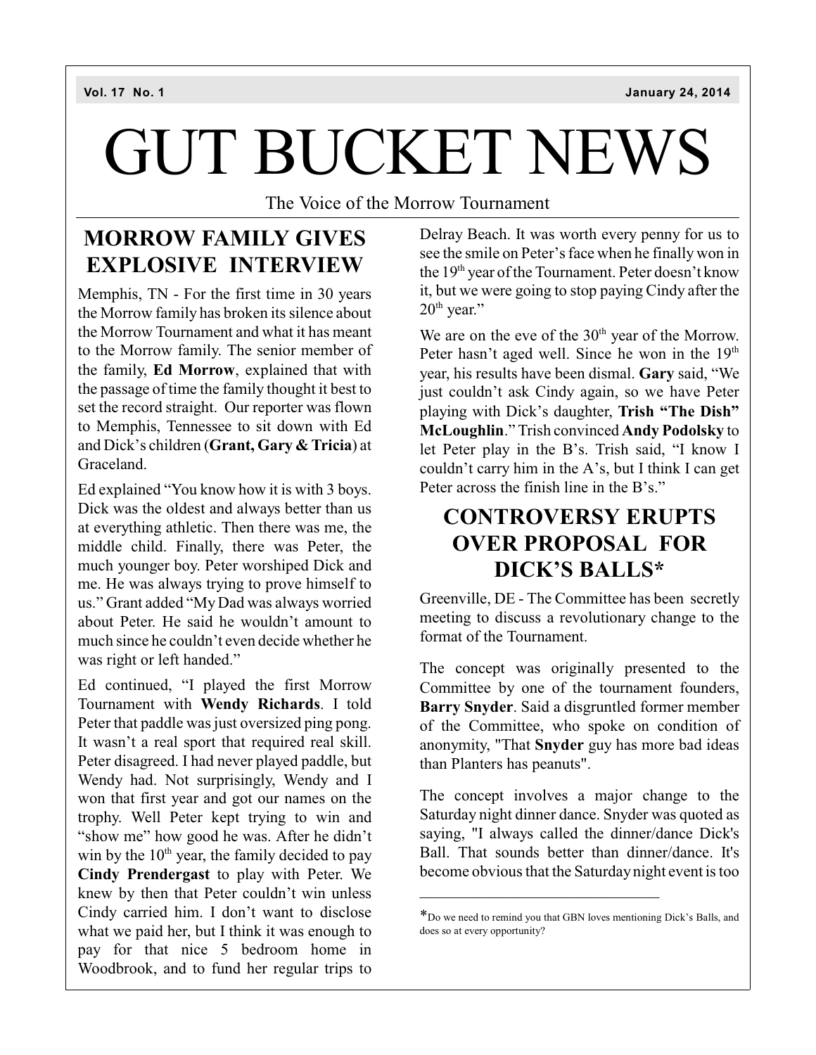Vol. 17 No. 1 January 24, 2014

# GUT BUCKET NEWS

The Voice of the Morrow Tournament

## MORROW FAMILY GIVES EXPLOSIVE INTERVIEW

Memphis, TN - For the first time in 30 years the Morrow family has broken its silence about the Morrow Tournament and what it has meant to the Morrow family. The senior member of the family, **Ed Morrow**, explained that with the passage of time the family thought it best to set the record straight. Our reporter was flown to Memphis, Tennessee to sit down with Ed and Dick's children (**Grant, Gary & Tricia**) at Graceland.

Ed explained "You know how it is with 3 boys. Dick was the oldest and always better than us at everything athletic. Then there was me, the middle child. Finally, there was Peter, the much younger boy. Peter worshiped Dick and me. He was always trying to prove himself to us." Grant added "My Dad was always worried about Peter. He said he wouldn't amount to much since he couldn't even decide whether he was right or left handed."

Ed continued, "I played the first Morrow Tournament with **Wendy Richards**. I told Peter that paddle was just oversized ping pong. It wasn't a real sport that required real skill. Peter disagreed. I had never played paddle, but Wendy had. Not surprisingly, Wendy and I won that first year and got our names on the trophy. Well Peter kept trying to win and "show me" how good he was. After he didn't win by the 10th year, the family decided to pay **Cindy Prendergast** to play with Peter. We knew by then that Peter couldn't win unless Cindy carried him. I don't want to disclose what we paid her, but I think it was enough to pay for that nice 5 bedroom home in Woodbrook, and to fund her regular trips to Delray Beach. It was worth every penny for us to see the smile on Peter's face when he finally won in the 19th year of the Tournament. Peter doesn't know it, but we were going to stop paying Cindy after the 20th year."

We are on the eve of the 30th year of the Morrow. Peter hasn't aged well. Since he won in the 19th year, his results have been dismal. **Gary** said, "We just couldn't ask Cindy again, so we have Peter playing with Dick's daughter, **Trish "The Dish" McLoughlin**." Trish convinced **Andy Podolsky** to let Peter play in the B's. Trish said, "I know I couldn't carry him in the A's, but I think I can get Peter across the finish line in the B's."

## CONTROVERSY ERUPTS OVER PROPOSAL FOR DICK'S BALLS*

Greenville, DE - The Committee has been secretly meeting to discuss a revolutionary change to the format of the Tournament.

The concept was originally presented to the Committee by one of the tournament founders, **Barry Snyder**. Said a disgruntled former member of the Committee, who spoke on condition of anonymity, "That **Snyder** guy has more bad ideas than Planters has peanuts".

The concept involves a major change to the Saturday night dinner dance. Snyder was quoted as saying, "I always called the dinner/dance Dick's Ball. That sounds better than dinner/dance. It's become obvious that the Saturday night event is too

---

*Do we need to remind you that GBN loves mentioning Dick's Balls, and does so at every opportunity?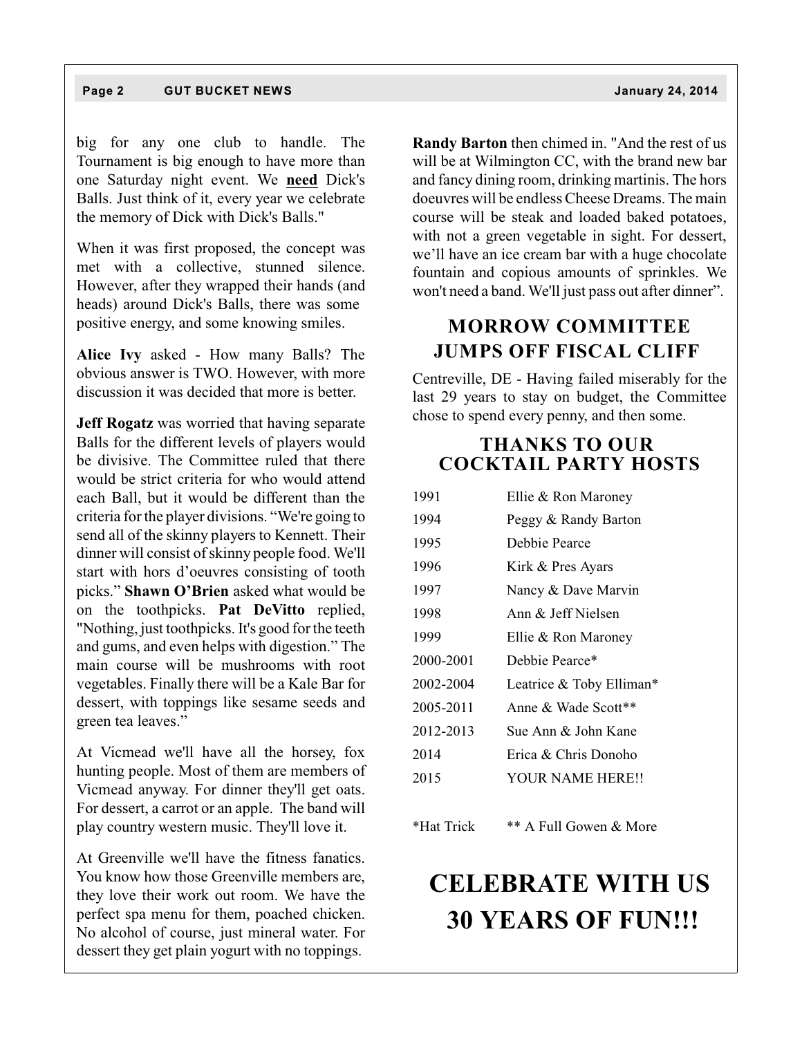big for any one club to handle. The Tournament is big enough to have more than one Saturday night event. We **need** Dick's Balls. Just think of it, every year we celebrate the memory of Dick with Dick's Balls."

When it was first proposed, the concept was met with a collective, stunned silence. However, after they wrapped their hands (and heads) around Dick's Balls, there was some positive energy, and some knowing smiles.

**Alice Ivy** asked - How many Balls? The obvious answer is TWO. However, with more discussion it was decided that more is better.

**Jeff Rogatz** was worried that having separate Balls for the different levels of players would be divisive. The Committee ruled that there would be strict criteria for who would attend each Ball, but it would be different than the criteria for the player divisions. "We're going to send all of the skinny players to Kennett. Their dinner will consist of skinny people food. We'll start with hors d'oeuvres consisting of tooth picks." **Shawn O'Brien** asked what would be on the toothpicks. **Pat DeVitto** replied, "Nothing, just toothpicks. It's good for the teeth and gums, and even helps with digestion." The main course will be mushrooms with root vegetables. Finally there will be a Kale Bar for dessert, with toppings like sesame seeds and green tea leaves."

At Vicmead we'll have all the horsey, fox hunting people. Most of them are members of Vicmead anyway. For dinner they'll get oats. For dessert, a carrot or an apple. The band will play country western music. They'll love it.

At Greenville we'll have the fitness fanatics. You know how those Greenville members are, they love their work out room. We have the perfect spa menu for them, poached chicken. No alcohol of course, just mineral water. For dessert they get plain yogurt with no toppings.

**Randy Barton** then chimed in. "And the rest of us will be at Wilmington CC, with the brand new bar and fancy dining room, drinking martinis. The hors doeuvres will be endless Cheese Dreams. The main course will be steak and loaded baked potatoes, with not a green vegetable in sight. For dessert, we'll have an ice cream bar with a huge chocolate fountain and copious amounts of sprinkles. We won't need a band. We'll just pass out after dinner".

## MORROW COMMITTEE JUMPS OFF FISCAL CLIFF

Centreville, DE - Having failed miserably for the last 29 years to stay on budget, the Committee chose to spend every penny, and then some.

## THANKS TO OUR COCKTAIL PARTY HOSTS

| | |
|---|---|
| 1991 | Ellie & Ron Maroney |
| 1994 | Peggy & Randy Barton |
| 1995 | Debbie Pearce |
| 1996 | Kirk & Pres Ayars |
| 1997 | Nancy & Dave Marvin |
| 1998 | Ann & Jeff Nielsen |
| 1999 | Ellie & Ron Maroney |
| 2000-2001 | Debbie Pearce* |
| 2002-2004 | Leatrice & Toby Elliman* |
| 2005-2011 | Anne & Wade Scott** |
| 2012-2013 | Sue Ann & John Kane |
| 2014 | Erica & Chris Donoho |
| 2015 | YOUR NAME HERE!! |

*Hat Trick ** A Full Gowen & More

# CELEBRATE WITH US 30 YEARS OF FUN!!!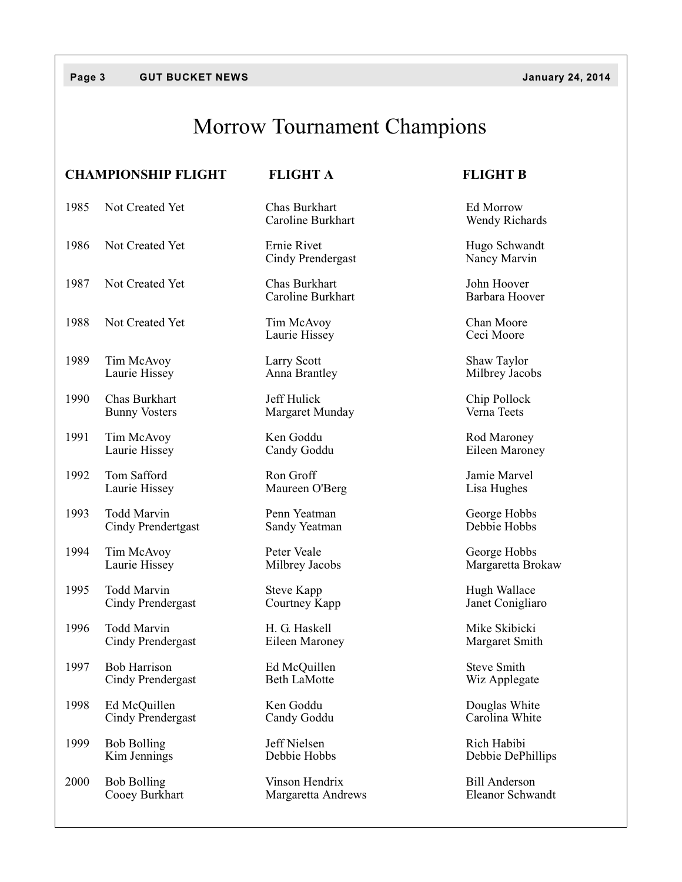# Morrow Tournament Champions

| | CHAMPIONSHIP FLIGHT | FLIGHT A | FLIGHT B |
|---|---|---|---|
| 1985 | Not Created Yet | Chas Burkhart<br>Caroline Burkhart | Ed Morrow<br>Wendy Richards |
| 1986 | Not Created Yet | Ernie Rivet<br>Cindy Prendergast | Hugo Schwandt<br>Nancy Marvin |
| 1987 | Not Created Yet | Chas Burkhart<br>Caroline Burkhart | John Hoover<br>Barbara Hoover |
| 1988 | Not Created Yet | Tim McAvoy<br>Laurie Hissey | Chan Moore<br>Ceci Moore |
| 1989 | Tim McAvoy<br>Laurie Hissey | Larry Scott<br>Anna Brantley | Shaw Taylor<br>Milbrey Jacobs |
| 1990 | Chas Burkhart<br>Bunny Vosters | Jeff Hulick<br>Margaret Munday | Chip Pollock<br>Verna Teets |
| 1991 | Tim McAvoy<br>Laurie Hissey | Ken Goddu<br>Candy Goddu | Rod Maroney<br>Eileen Maroney |
| 1992 | Tom Safford<br>Laurie Hissey | Ron Groff<br>Maureen O'Berg | Jamie Marvel<br>Lisa Hughes |
| 1993 | Todd Marvin<br>Cindy Prendertgast | Penn Yeatman<br>Sandy Yeatman | George Hobbs<br>Debbie Hobbs |
| 1994 | Tim McAvoy<br>Laurie Hissey | Peter Veale<br>Milbrey Jacobs | George Hobbs<br>Margaretta Brokaw |
| 1995 | Todd Marvin<br>Cindy Prendergast | Steve Kapp<br>Courtney Kapp | Hugh Wallace<br>Janet Conigliaro |
| 1996 | Todd Marvin<br>Cindy Prendergast | H. G. Haskell<br>Eileen Maroney | Mike Skibicki<br>Margaret Smith |
| 1997 | Bob Harrison<br>Cindy Prendergast | Ed McQuillen<br>Beth LaMotte | Steve Smith<br>Wiz Applegate |
| 1998 | Ed McQuillen<br>Cindy Prendergast | Ken Goddu<br>Candy Goddu | Douglas White<br>Carolina White |
| 1999 | Bob Bolling<br>Kim Jennings | Jeff Nielsen<br>Debbie Hobbs | Rich Habibi<br>Debbie DePhillips |
| 2000 | Bob Bolling<br>Cooey Burkhart | Vinson Hendrix<br>Margaretta Andrews | Bill Anderson<br>Eleanor Schwandt |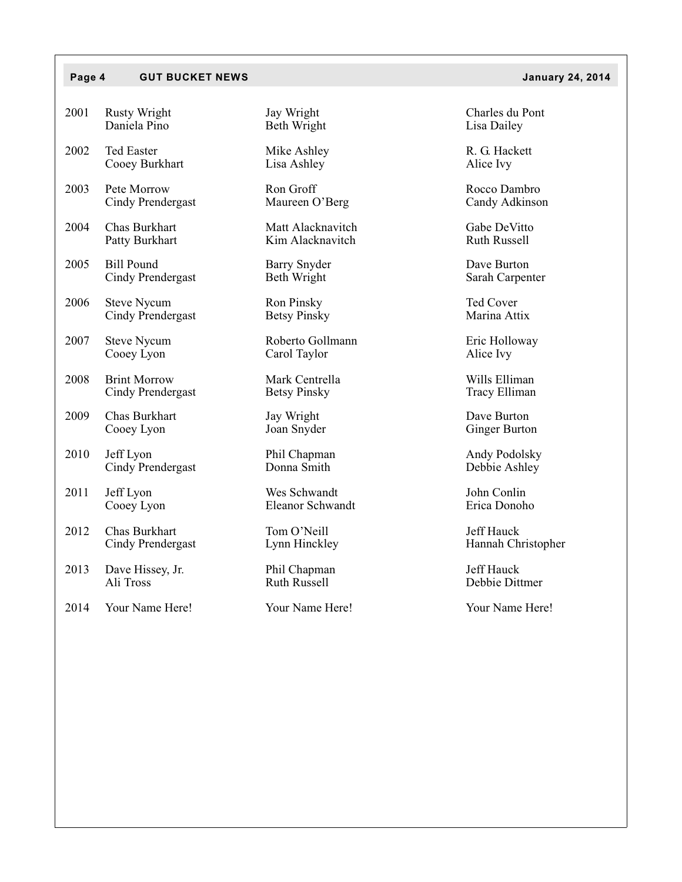| | | | |
|---|---|---|---|
| 2001 | Rusty Wright<br>Daniela Pino | Jay Wright<br>Beth Wright | Charles du Pont<br>Lisa Dailey |
| 2002 | Ted Easter<br>Cooey Burkhart | Mike Ashley<br>Lisa Ashley | R. G. Hackett<br>Alice Ivy |
| 2003 | Pete Morrow<br>Cindy Prendergast | Ron Groff<br>Maureen O'Berg | Rocco Dambro<br>Candy Adkinson |
| 2004 | Chas Burkhart<br>Patty Burkhart | Matt Alacknavitch<br>Kim Alacknavitch | Gabe DeVitto<br>Ruth Russell |
| 2005 | Bill Pound<br>Cindy Prendergast | Barry Snyder<br>Beth Wright | Dave Burton<br>Sarah Carpenter |
| 2006 | Steve Nycum<br>Cindy Prendergast | Ron Pinsky<br>Betsy Pinsky | Ted Cover<br>Marina Attix |
| 2007 | Steve Nycum<br>Cooey Lyon | Roberto Gollmann<br>Carol Taylor | Eric Holloway<br>Alice Ivy |
| 2008 | Brint Morrow<br>Cindy Prendergast | Mark Centrella<br>Betsy Pinsky | Wills Elliman<br>Tracy Elliman |
| 2009 | Chas Burkhart<br>Cooey Lyon | Jay Wright<br>Joan Snyder | Dave Burton<br>Ginger Burton |
| 2010 | Jeff Lyon<br>Cindy Prendergast | Phil Chapman<br>Donna Smith | Andy Podolsky<br>Debbie Ashley |
| 2011 | Jeff Lyon<br>Cooey Lyon | Wes Schwandt<br>Eleanor Schwandt | John Conlin<br>Erica Donoho |
| 2012 | Chas Burkhart<br>Cindy Prendergast | Tom O'Neill<br>Lynn Hinckley | Jeff Hauck<br>Hannah Christopher |
| 2013 | Dave Hissey, Jr.<br>Ali Tross | Phil Chapman<br>Ruth Russell | Jeff Hauck<br>Debbie Dittmer |
| 2014 | Your Name Here! | Your Name Here! | Your Name Here! |